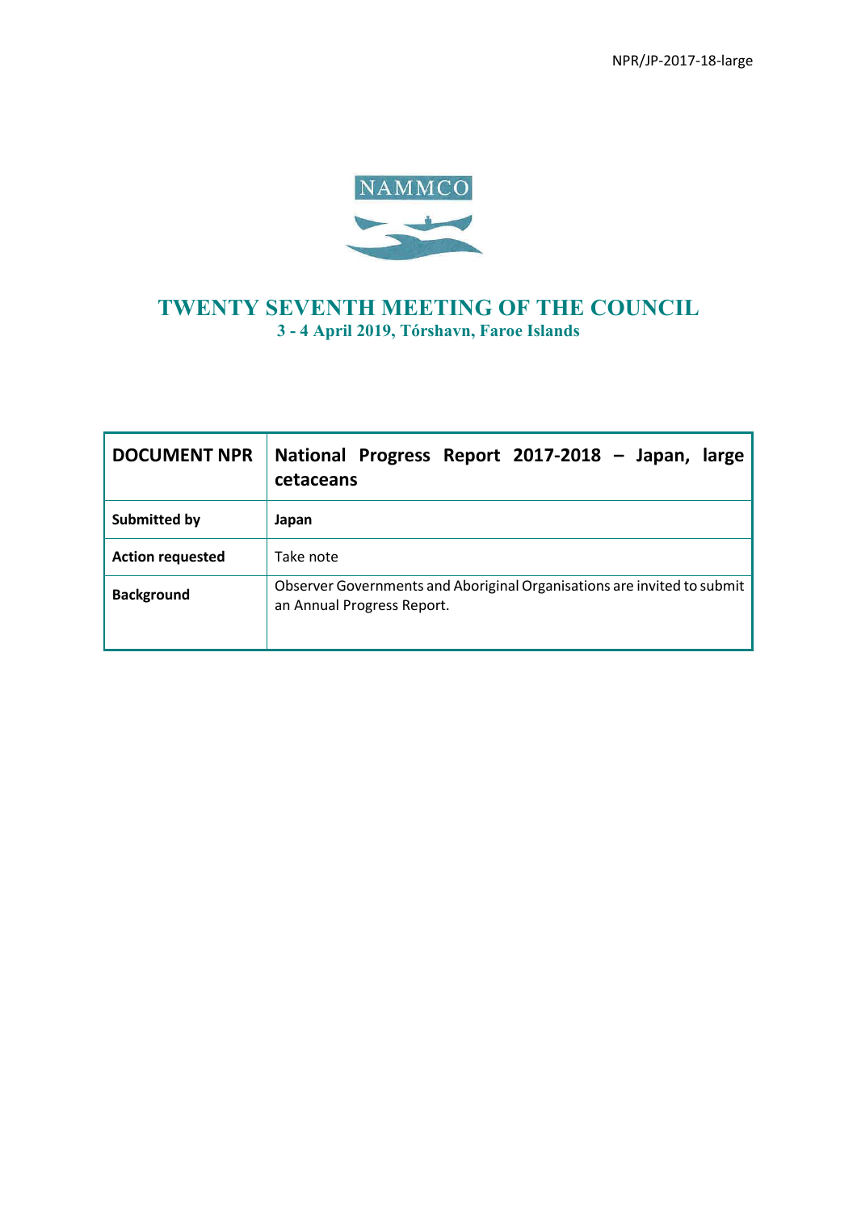NPR/JP-2017-18-large

NAMMCO

# TWENTY SEVENTH MEETING OF THE COUNCIL

**3 - 4 April 2019, Tórshavn, Faroe Islands**

| **DOCUMENT NPR** | **National Progress Report 2017-2018 – Japan, large cetaceans** |
|---|---|
| **Submitted by** | **Japan** |
| **Action requested** | Take note |
| **Background** | Observer Governments and Aboriginal Organisations are invited to submit an Annual Progress Report. |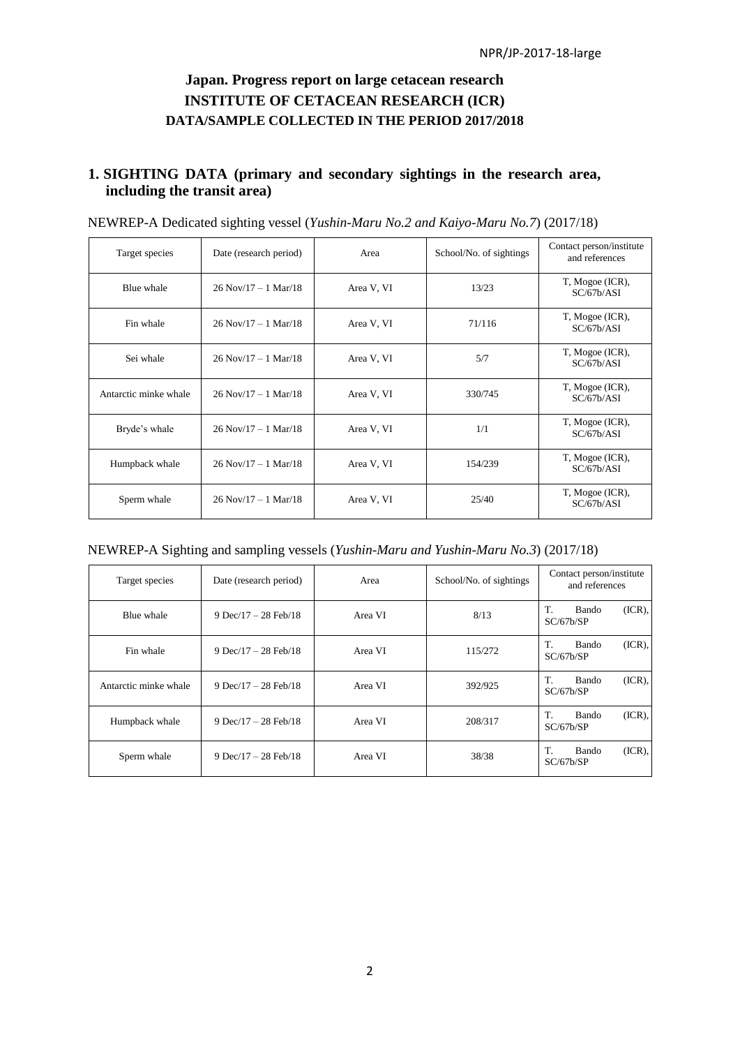# Japan. Progress report on large cetacean research
# INSTITUTE OF CETACEAN RESEARCH (ICR)
# DATA/SAMPLE COLLECTED IN THE PERIOD 2017/2018

## 1. SIGHTING DATA (primary and secondary sightings in the research area, including the transit area)

NEWREP-A Dedicated sighting vessel (*Yushin-Maru No.2 and Kaiyo-Maru No.7*) (2017/18)

| Target species | Date (research period) | Area | School/No. of sightings | Contact person/institute and references |
|---|---|---|---|---|
| Blue whale | 26 Nov/17 – 1 Mar/18 | Area V, VI | 13/23 | T, Mogoe (ICR), SC/67b/ASI |
| Fin whale | 26 Nov/17 – 1 Mar/18 | Area V, VI | 71/116 | T, Mogoe (ICR), SC/67b/ASI |
| Sei whale | 26 Nov/17 – 1 Mar/18 | Area V, VI | 5/7 | T, Mogoe (ICR), SC/67b/ASI |
| Antarctic minke whale | 26 Nov/17 – 1 Mar/18 | Area V, VI | 330/745 | T, Mogoe (ICR), SC/67b/ASI |
| Bryde's whale | 26 Nov/17 – 1 Mar/18 | Area V, VI | 1/1 | T, Mogoe (ICR), SC/67b/ASI |
| Humpback whale | 26 Nov/17 – 1 Mar/18 | Area V, VI | 154/239 | T, Mogoe (ICR), SC/67b/ASI |
| Sperm whale | 26 Nov/17 – 1 Mar/18 | Area V, VI | 25/40 | T, Mogoe (ICR), SC/67b/ASI |

NEWREP-A Sighting and sampling vessels (*Yushin-Maru and Yushin-Maru No.3*) (2017/18)

| Target species | Date (research period) | Area | School/No. of sightings | Contact person/institute and references |
|---|---|---|---|---|
| Blue whale | 9 Dec/17 – 28 Feb/18 | Area VI | 8/13 | T. Bando (ICR), SC/67b/SP |
| Fin whale | 9 Dec/17 – 28 Feb/18 | Area VI | 115/272 | T. Bando (ICR), SC/67b/SP |
| Antarctic minke whale | 9 Dec/17 – 28 Feb/18 | Area VI | 392/925 | T. Bando (ICR), SC/67b/SP |
| Humpback whale | 9 Dec/17 – 28 Feb/18 | Area VI | 208/317 | T. Bando (ICR), SC/67b/SP |
| Sperm whale | 9 Dec/17 – 28 Feb/18 | Area VI | 38/38 | T. Bando (ICR), SC/67b/SP |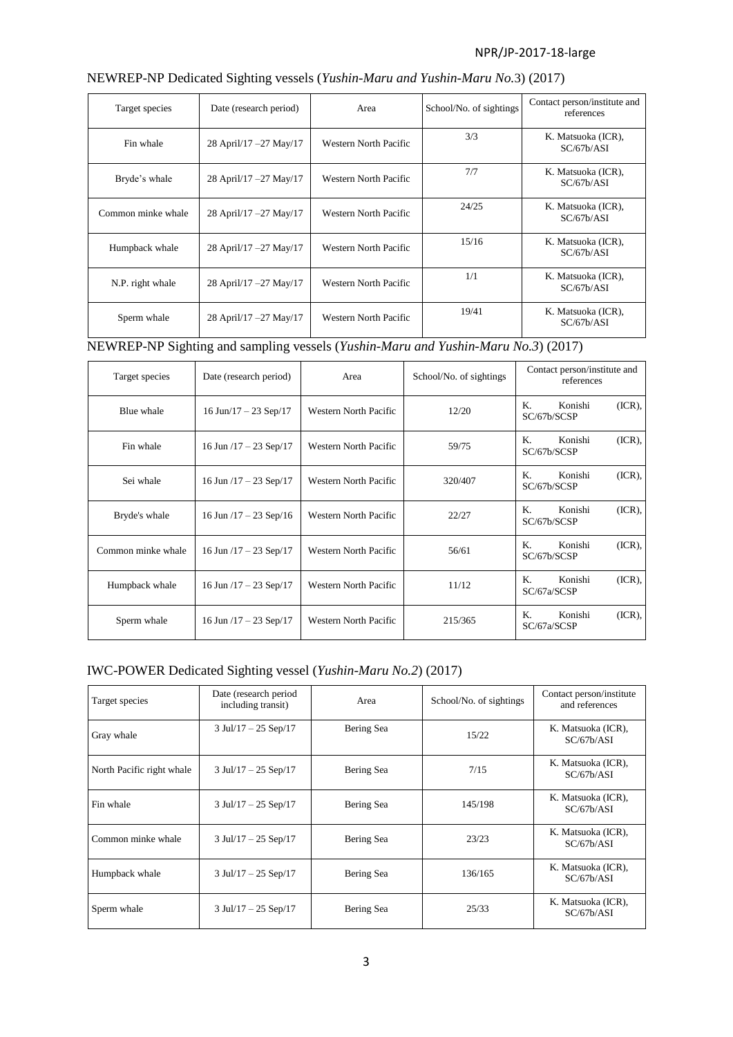NEWREP-NP Dedicated Sighting vessels (*Yushin-Maru and Yushin-Maru No.*3) (2017)

| Target species | Date (research period) | Area | School/No. of sightings | Contact person/institute and references |
|---|---|---|---|---|
| Fin whale | 28 April/17 –27 May/17 | Western North Pacific | 3/3 | K. Matsuoka (ICR), SC/67b/ASI |
| Bryde's whale | 28 April/17 –27 May/17 | Western North Pacific | 7/7 | K. Matsuoka (ICR), SC/67b/ASI |
| Common minke whale | 28 April/17 –27 May/17 | Western North Pacific | 24/25 | K. Matsuoka (ICR), SC/67b/ASI |
| Humpback whale | 28 April/17 –27 May/17 | Western North Pacific | 15/16 | K. Matsuoka (ICR), SC/67b/ASI |
| N.P. right whale | 28 April/17 –27 May/17 | Western North Pacific | 1/1 | K. Matsuoka (ICR), SC/67b/ASI |
| Sperm whale | 28 April/17 –27 May/17 | Western North Pacific | 19/41 | K. Matsuoka (ICR), SC/67b/ASI |

NEWREP-NP Sighting and sampling vessels (*Yushin-Maru and Yushin-Maru No.3*) (2017)

| Target species | Date (research period) | Area | School/No. of sightings | Contact person/institute and references |
|---|---|---|---|---|
| Blue whale | 16 Jun/17 – 23 Sep/17 | Western North Pacific | 12/20 | K. Konishi (ICR), SC/67b/SCSP |
| Fin whale | 16 Jun /17 – 23 Sep/17 | Western North Pacific | 59/75 | K. Konishi (ICR), SC/67b/SCSP |
| Sei whale | 16 Jun /17 – 23 Sep/17 | Western North Pacific | 320/407 | K. Konishi (ICR), SC/67b/SCSP |
| Bryde's whale | 16 Jun /17 – 23 Sep/16 | Western North Pacific | 22/27 | K. Konishi (ICR), SC/67b/SCSP |
| Common minke whale | 16 Jun /17 – 23 Sep/17 | Western North Pacific | 56/61 | K. Konishi (ICR), SC/67b/SCSP |
| Humpback whale | 16 Jun /17 – 23 Sep/17 | Western North Pacific | 11/12 | K. Konishi (ICR), SC/67a/SCSP |
| Sperm whale | 16 Jun /17 – 23 Sep/17 | Western North Pacific | 215/365 | K. Konishi (ICR), SC/67a/SCSP |

IWC-POWER Dedicated Sighting vessel (*Yushin-Maru No.2*) (2017)

| Target species | Date (research period including transit) | Area | School/No. of sightings | Contact person/institute and references |
|---|---|---|---|---|
| Gray whale | 3 Jul/17 – 25 Sep/17 | Bering Sea | 15/22 | K. Matsuoka (ICR), SC/67b/ASI |
| North Pacific right whale | 3 Jul/17 – 25 Sep/17 | Bering Sea | 7/15 | K. Matsuoka (ICR), SC/67b/ASI |
| Fin whale | 3 Jul/17 – 25 Sep/17 | Bering Sea | 145/198 | K. Matsuoka (ICR), SC/67b/ASI |
| Common minke whale | 3 Jul/17 – 25 Sep/17 | Bering Sea | 23/23 | K. Matsuoka (ICR), SC/67b/ASI |
| Humpback whale | 3 Jul/17 – 25 Sep/17 | Bering Sea | 136/165 | K. Matsuoka (ICR), SC/67b/ASI |
| Sperm whale | 3 Jul/17 – 25 Sep/17 | Bering Sea | 25/33 | K. Matsuoka (ICR), SC/67b/ASI |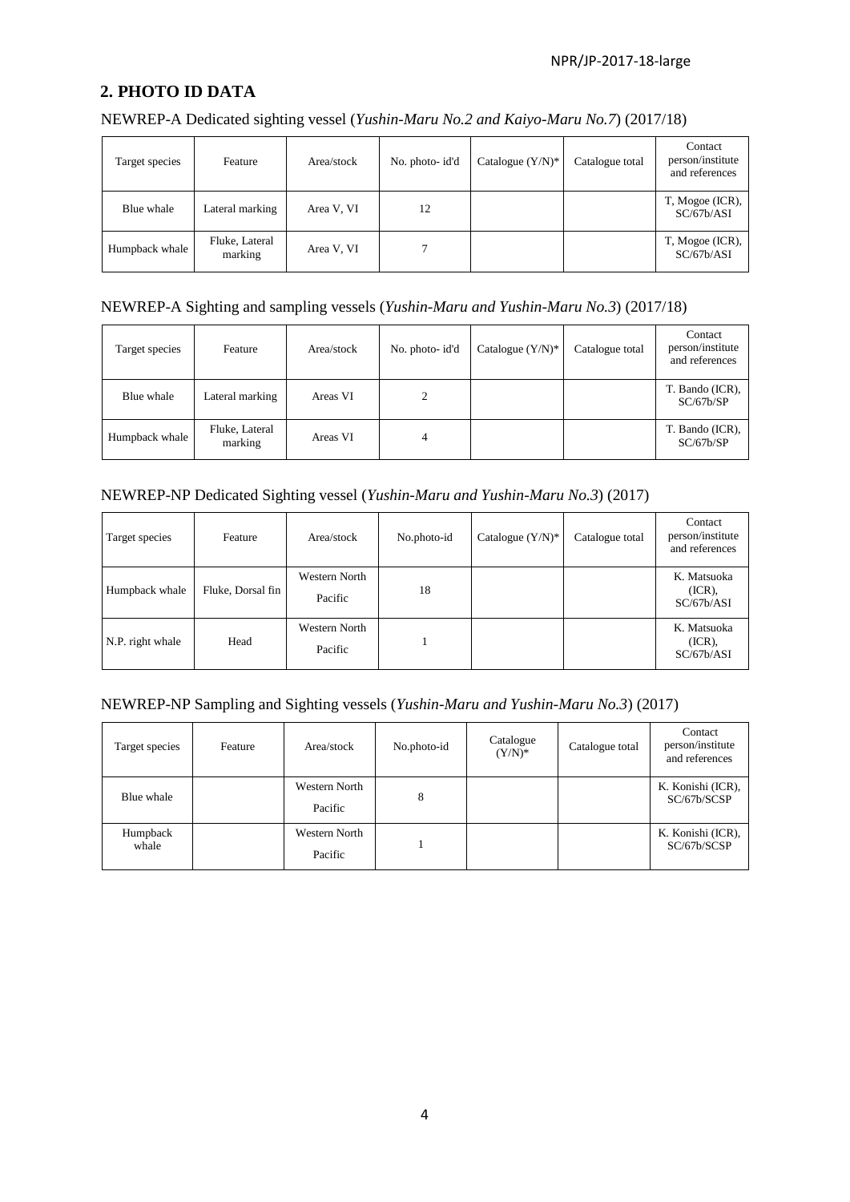## 2. PHOTO ID DATA

NEWREP-A Dedicated sighting vessel (*Yushin-Maru No.2 and Kaiyo-Maru No.7*) (2017/18)

| Target species | Feature | Area/stock | No. photo- id'd | Catalogue (Y/N)* | Catalogue total | Contact person/institute and references |
|---|---|---|---|---|---|---|
| Blue whale | Lateral marking | Area V, VI | 12 | | | T, Mogoe (ICR), SC/67b/ASI |
| Humpback whale | Fluke, Lateral marking | Area V, VI | 7 | | | T, Mogoe (ICR), SC/67b/ASI |

NEWREP-A Sighting and sampling vessels (*Yushin-Maru and Yushin-Maru No.3*) (2017/18)

| Target species | Feature | Area/stock | No. photo- id'd | Catalogue (Y/N)* | Catalogue total | Contact person/institute and references |
|---|---|---|---|---|---|---|
| Blue whale | Lateral marking | Areas VI | 2 | | | T. Bando (ICR), SC/67b/SP |
| Humpback whale | Fluke, Lateral marking | Areas VI | 4 | | | T. Bando (ICR), SC/67b/SP |

NEWREP-NP Dedicated Sighting vessel (*Yushin-Maru and Yushin-Maru No.3*) (2017)

| Target species | Feature | Area/stock | No.photo-id | Catalogue (Y/N)* | Catalogue total | Contact person/institute and references |
|---|---|---|---|---|---|---|
| Humpback whale | Fluke, Dorsal fin | Western North Pacific | 18 | | | K. Matsuoka (ICR), SC/67b/ASI |
| N.P. right whale | Head | Western North Pacific | 1 | | | K. Matsuoka (ICR), SC/67b/ASI |

NEWREP-NP Sampling and Sighting vessels (*Yushin-Maru and Yushin-Maru No.3*) (2017)

| Target species | Feature | Area/stock | No.photo-id | Catalogue (Y/N)* | Catalogue total | Contact person/institute and references |
|---|---|---|---|---|---|---|
| Blue whale | | Western North Pacific | 8 | | | K. Konishi (ICR), SC/67b/SCSP |
| Humpback whale | | Western North Pacific | 1 | | | K. Konishi (ICR), SC/67b/SCSP |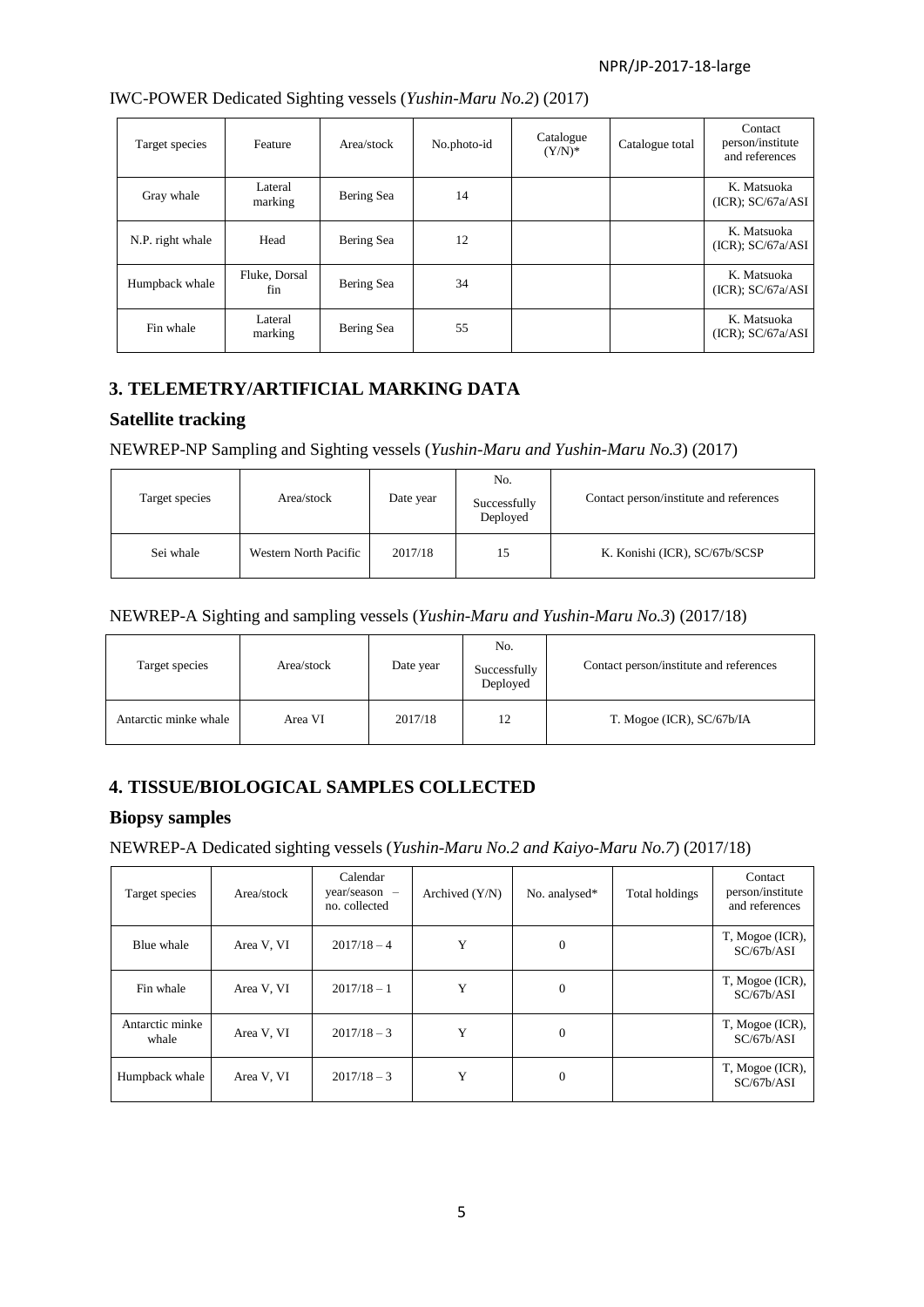IWC-POWER Dedicated Sighting vessels (*Yushin-Maru No.2*) (2017)

| Target species | Feature | Area/stock | No.photo-id | Catalogue (Y/N)* | Catalogue total | Contact person/institute and references |
|---|---|---|---|---|---|---|
| Gray whale | Lateral marking | Bering Sea | 14 | | | K. Matsuoka (ICR); SC/67a/ASI |
| N.P. right whale | Head | Bering Sea | 12 | | | K. Matsuoka (ICR); SC/67a/ASI |
| Humpback whale | Fluke, Dorsal fin | Bering Sea | 34 | | | K. Matsuoka (ICR); SC/67a/ASI |
| Fin whale | Lateral marking | Bering Sea | 55 | | | K. Matsuoka (ICR); SC/67a/ASI |

## 3. TELEMETRY/ARTIFICIAL MARKING DATA

### Satellite tracking

NEWREP-NP Sampling and Sighting vessels (*Yushin-Maru and Yushin-Maru No.3*) (2017)

| Target species | Area/stock | Date year | No. Successfully Deployed | Contact person/institute and references |
|---|---|---|---|---|
| Sei whale | Western North Pacific | 2017/18 | 15 | K. Konishi (ICR), SC/67b/SCSP |

NEWREP-A Sighting and sampling vessels (*Yushin-Maru and Yushin-Maru No.3*) (2017/18)

| Target species | Area/stock | Date year | No. Successfully Deployed | Contact person/institute and references |
|---|---|---|---|---|
| Antarctic minke whale | Area VI | 2017/18 | 12 | T. Mogoe (ICR), SC/67b/IA |

## 4. TISSUE/BIOLOGICAL SAMPLES COLLECTED

### Biopsy samples

NEWREP-A Dedicated sighting vessels (*Yushin-Maru No.2 and Kaiyo-Maru No.7*) (2017/18)

| Target species | Area/stock | Calendar year/season – no. collected | Archived (Y/N) | No. analysed* | Total holdings | Contact person/institute and references |
|---|---|---|---|---|---|---|
| Blue whale | Area V, VI | 2017/18 – 4 | Y | 0 | | T, Mogoe (ICR), SC/67b/ASI |
| Fin whale | Area V, VI | 2017/18 – 1 | Y | 0 | | T, Mogoe (ICR), SC/67b/ASI |
| Antarctic minke whale | Area V, VI | 2017/18 – 3 | Y | 0 | | T, Mogoe (ICR), SC/67b/ASI |
| Humpback whale | Area V, VI | 2017/18 – 3 | Y | 0 | | T, Mogoe (ICR), SC/67b/ASI |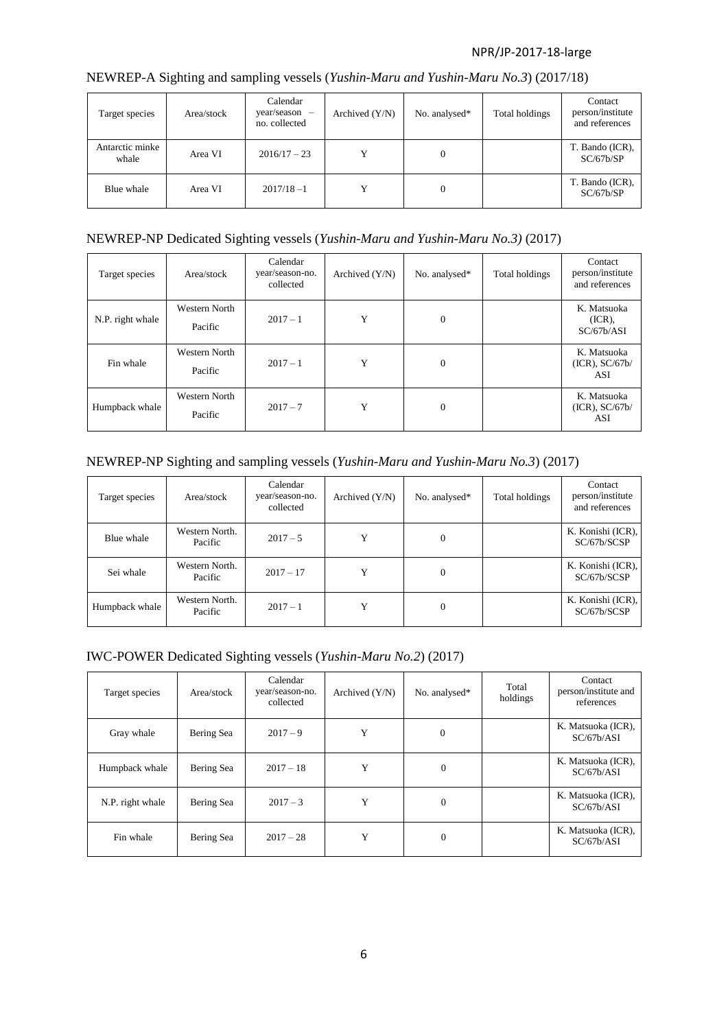NEWREP-A Sighting and sampling vessels (*Yushin-Maru and Yushin-Maru No.3*) (2017/18)

| Target species | Area/stock | Calendar year/season – no. collected | Archived (Y/N) | No. analysed* | Total holdings | Contact person/institute and references |
|---|---|---|---|---|---|---|
| Antarctic minke whale | Area VI | 2016/17 – 23 | Y | 0 | | T. Bando (ICR), SC/67b/SP |
| Blue whale | Area VI | 2017/18 –1 | Y | 0 | | T. Bando (ICR), SC/67b/SP |

NEWREP-NP Dedicated Sighting vessels (*Yushin-Maru and Yushin-Maru No.3)* (2017)

| Target species | Area/stock | Calendar year/season-no. collected | Archived (Y/N) | No. analysed* | Total holdings | Contact person/institute and references |
|---|---|---|---|---|---|---|
| N.P. right whale | Western North Pacific | 2017 – 1 | Y | 0 | | K. Matsuoka (ICR), SC/67b/ASI |
| Fin whale | Western North Pacific | 2017 – 1 | Y | 0 | | K. Matsuoka (ICR), SC/67b/ ASI |
| Humpback whale | Western North Pacific | 2017 – 7 | Y | 0 | | K. Matsuoka (ICR), SC/67b/ ASI |

NEWREP-NP Sighting and sampling vessels (*Yushin-Maru and Yushin-Maru No.3*) (2017)

| Target species | Area/stock | Calendar year/season-no. collected | Archived (Y/N) | No. analysed* | Total holdings | Contact person/institute and references |
|---|---|---|---|---|---|---|
| Blue whale | Western North. Pacific | 2017 – 5 | Y | 0 | | K. Konishi (ICR), SC/67b/SCSP |
| Sei whale | Western North. Pacific | 2017 – 17 | Y | 0 | | K. Konishi (ICR), SC/67b/SCSP |
| Humpback whale | Western North. Pacific | 2017 – 1 | Y | 0 | | K. Konishi (ICR), SC/67b/SCSP |

IWC-POWER Dedicated Sighting vessels (*Yushin-Maru No.2*) (2017)

| Target species | Area/stock | Calendar year/season-no. collected | Archived (Y/N) | No. analysed* | Total holdings | Contact person/institute and references |
|---|---|---|---|---|---|---|
| Gray whale | Bering Sea | 2017 – 9 | Y | 0 | | K. Matsuoka (ICR), SC/67b/ASI |
| Humpback whale | Bering Sea | 2017 – 18 | Y | 0 | | K. Matsuoka (ICR), SC/67b/ASI |
| N.P. right whale | Bering Sea | 2017 – 3 | Y | 0 | | K. Matsuoka (ICR), SC/67b/ASI |
| Fin whale | Bering Sea | 2017 – 28 | Y | 0 | | K. Matsuoka (ICR), SC/67b/ASI |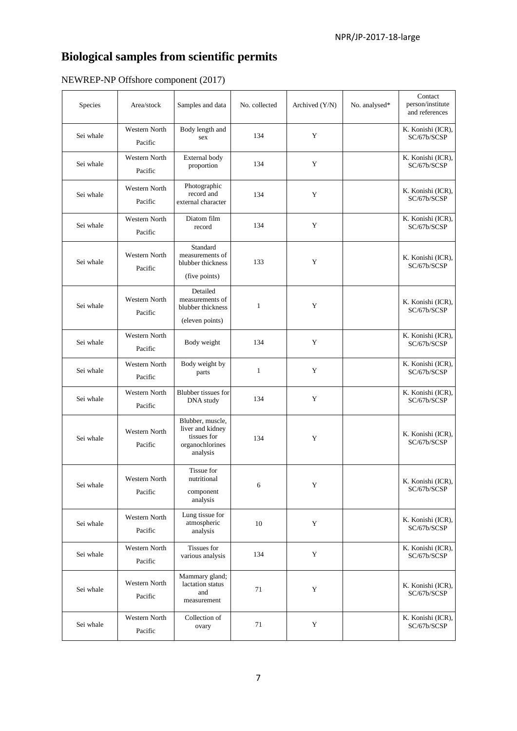# Biological samples from scientific permits

NEWREP-NP Offshore component (2017)

| Species | Area/stock | Samples and data | No. collected | Archived (Y/N) | No. analysed* | Contact person/institute and references |
|---|---|---|---|---|---|---|
| Sei whale | Western North Pacific | Body length and sex | 134 | Y | | K. Konishi (ICR), SC/67b/SCSP |
| Sei whale | Western North Pacific | External body proportion | 134 | Y | | K. Konishi (ICR), SC/67b/SCSP |
| Sei whale | Western North Pacific | Photographic record and external character | 134 | Y | | K. Konishi (ICR), SC/67b/SCSP |
| Sei whale | Western North Pacific | Diatom film record | 134 | Y | | K. Konishi (ICR), SC/67b/SCSP |
| Sei whale | Western North Pacific | Standard measurements of blubber thickness (five points) | 133 | Y | | K. Konishi (ICR), SC/67b/SCSP |
| Sei whale | Western North Pacific | Detailed measurements of blubber thickness (eleven points) | 1 | Y | | K. Konishi (ICR), SC/67b/SCSP |
| Sei whale | Western North Pacific | Body weight | 134 | Y | | K. Konishi (ICR), SC/67b/SCSP |
| Sei whale | Western North Pacific | Body weight by parts | 1 | Y | | K. Konishi (ICR), SC/67b/SCSP |
| Sei whale | Western North Pacific | Blubber tissues for DNA study | 134 | Y | | K. Konishi (ICR), SC/67b/SCSP |
| Sei whale | Western North Pacific | Blubber, muscle, liver and kidney tissues for organochlorines analysis | 134 | Y | | K. Konishi (ICR), SC/67b/SCSP |
| Sei whale | Western North Pacific | Tissue for nutritional component analysis | 6 | Y | | K. Konishi (ICR), SC/67b/SCSP |
| Sei whale | Western North Pacific | Lung tissue for atmospheric analysis | 10 | Y | | K. Konishi (ICR), SC/67b/SCSP |
| Sei whale | Western North Pacific | Tissues for various analysis | 134 | Y | | K. Konishi (ICR), SC/67b/SCSP |
| Sei whale | Western North Pacific | Mammary gland; lactation status and measurement | 71 | Y | | K. Konishi (ICR), SC/67b/SCSP |
| Sei whale | Western North Pacific | Collection of ovary | 71 | Y | | K. Konishi (ICR), SC/67b/SCSP |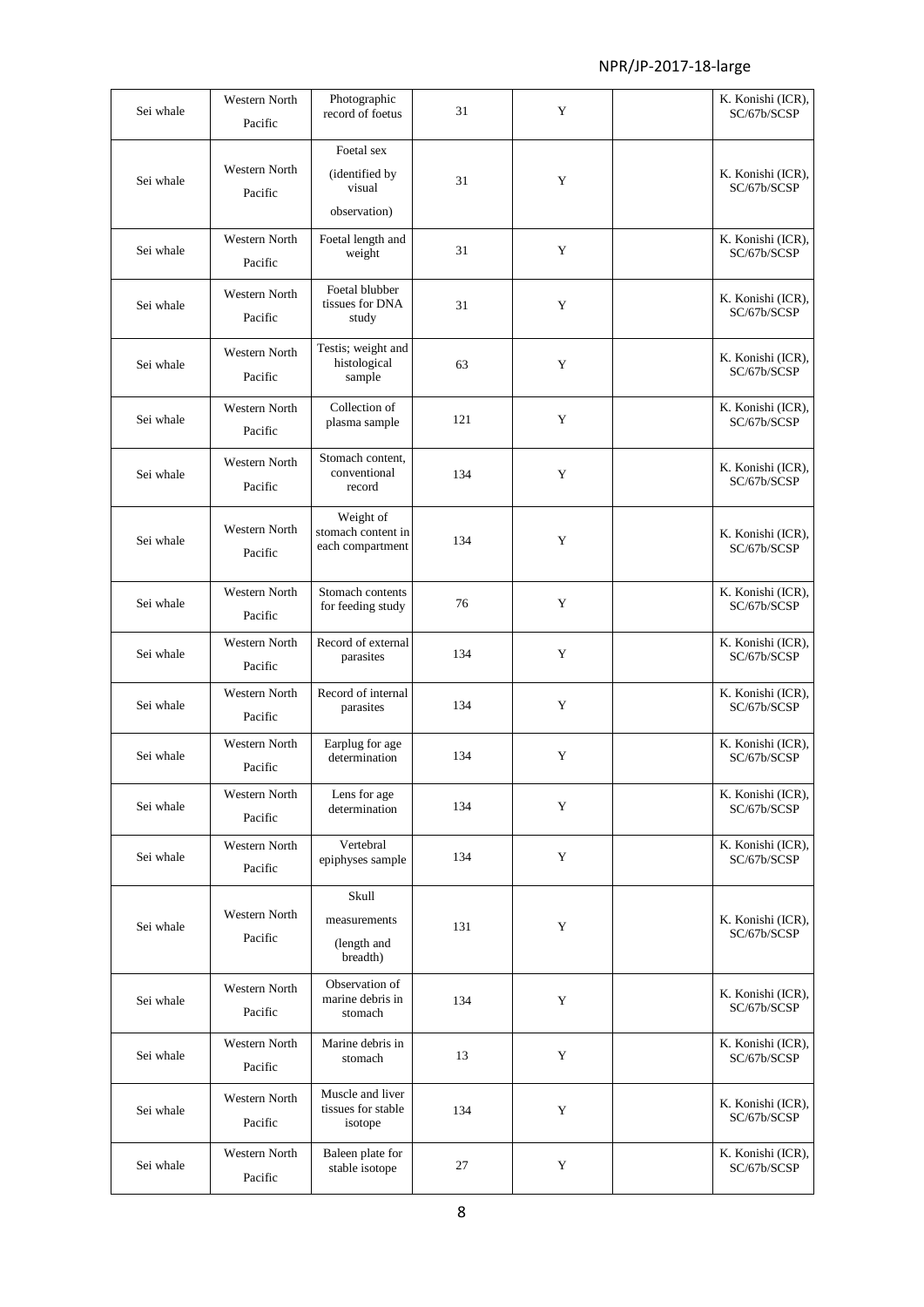| Sei whale | Western North Pacific | Photographic record of foetus | 31 | Y | | K. Konishi (ICR), SC/67b/SCSP |
|---|---|---|---|---|---|---|
| Sei whale | Western North Pacific | Foetal sex (identified by visual observation) | 31 | Y | | K. Konishi (ICR), SC/67b/SCSP |
| Sei whale | Western North Pacific | Foetal length and weight | 31 | Y | | K. Konishi (ICR), SC/67b/SCSP |
| Sei whale | Western North Pacific | Foetal blubber tissues for DNA study | 31 | Y | | K. Konishi (ICR), SC/67b/SCSP |
| Sei whale | Western North Pacific | Testis; weight and histological sample | 63 | Y | | K. Konishi (ICR), SC/67b/SCSP |
| Sei whale | Western North Pacific | Collection of plasma sample | 121 | Y | | K. Konishi (ICR), SC/67b/SCSP |
| Sei whale | Western North Pacific | Stomach content, conventional record | 134 | Y | | K. Konishi (ICR), SC/67b/SCSP |
| Sei whale | Western North Pacific | Weight of stomach content in each compartment | 134 | Y | | K. Konishi (ICR), SC/67b/SCSP |
| Sei whale | Western North Pacific | Stomach contents for feeding study | 76 | Y | | K. Konishi (ICR), SC/67b/SCSP |
| Sei whale | Western North Pacific | Record of external parasites | 134 | Y | | K. Konishi (ICR), SC/67b/SCSP |
| Sei whale | Western North Pacific | Record of internal parasites | 134 | Y | | K. Konishi (ICR), SC/67b/SCSP |
| Sei whale | Western North Pacific | Earplug for age determination | 134 | Y | | K. Konishi (ICR), SC/67b/SCSP |
| Sei whale | Western North Pacific | Lens for age determination | 134 | Y | | K. Konishi (ICR), SC/67b/SCSP |
| Sei whale | Western North Pacific | Vertebral epiphyses sample | 134 | Y | | K. Konishi (ICR), SC/67b/SCSP |
| Sei whale | Western North Pacific | Skull measurements (length and breadth) | 131 | Y | | K. Konishi (ICR), SC/67b/SCSP |
| Sei whale | Western North Pacific | Observation of marine debris in stomach | 134 | Y | | K. Konishi (ICR), SC/67b/SCSP |
| Sei whale | Western North Pacific | Marine debris in stomach | 13 | Y | | K. Konishi (ICR), SC/67b/SCSP |
| Sei whale | Western North Pacific | Muscle and liver tissues for stable isotope | 134 | Y | | K. Konishi (ICR), SC/67b/SCSP |
| Sei whale | Western North Pacific | Baleen plate for stable isotope | 27 | Y | | K. Konishi (ICR), SC/67b/SCSP |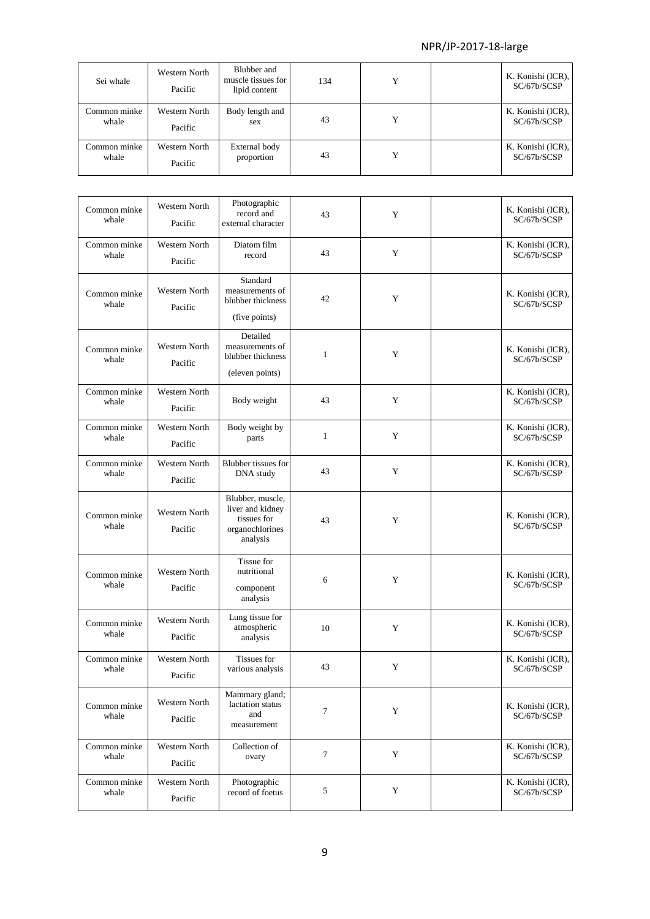| | | | | | | |
|---|---|---|---|---|---|---|
| Sei whale | Western North Pacific | Blubber and muscle tissues for lipid content | 134 | Y | | K. Konishi (ICR), SC/67b/SCSP |
| Common minke whale | Western North Pacific | Body length and sex | 43 | Y | | K. Konishi (ICR), SC/67b/SCSP |
| Common minke whale | Western North Pacific | External body proportion | 43 | Y | | K. Konishi (ICR), SC/67b/SCSP |
| Common minke whale | Western North Pacific | Photographic record and external character | 43 | Y | | K. Konishi (ICR), SC/67b/SCSP |
| Common minke whale | Western North Pacific | Diatom film record | 43 | Y | | K. Konishi (ICR), SC/67b/SCSP |
| Common minke whale | Western North Pacific | Standard measurements of blubber thickness (five points) | 42 | Y | | K. Konishi (ICR), SC/67b/SCSP |
| Common minke whale | Western North Pacific | Detailed measurements of blubber thickness (eleven points) | 1 | Y | | K. Konishi (ICR), SC/67b/SCSP |
| Common minke whale | Western North Pacific | Body weight | 43 | Y | | K. Konishi (ICR), SC/67b/SCSP |
| Common minke whale | Western North Pacific | Body weight by parts | 1 | Y | | K. Konishi (ICR), SC/67b/SCSP |
| Common minke whale | Western North Pacific | Blubber tissues for DNA study | 43 | Y | | K. Konishi (ICR), SC/67b/SCSP |
| Common minke whale | Western North Pacific | Blubber, muscle, liver and kidney tissues for organochlorines analysis | 43 | Y | | K. Konishi (ICR), SC/67b/SCSP |
| Common minke whale | Western North Pacific | Tissue for nutritional component analysis | 6 | Y | | K. Konishi (ICR), SC/67b/SCSP |
| Common minke whale | Western North Pacific | Lung tissue for atmospheric analysis | 10 | Y | | K. Konishi (ICR), SC/67b/SCSP |
| Common minke whale | Western North Pacific | Tissues for various analysis | 43 | Y | | K. Konishi (ICR), SC/67b/SCSP |
| Common minke whale | Western North Pacific | Mammary gland; lactation status and measurement | 7 | Y | | K. Konishi (ICR), SC/67b/SCSP |
| Common minke whale | Western North Pacific | Collection of ovary | 7 | Y | | K. Konishi (ICR), SC/67b/SCSP |
| Common minke whale | Western North Pacific | Photographic record of foetus | 5 | Y | | K. Konishi (ICR), SC/67b/SCSP |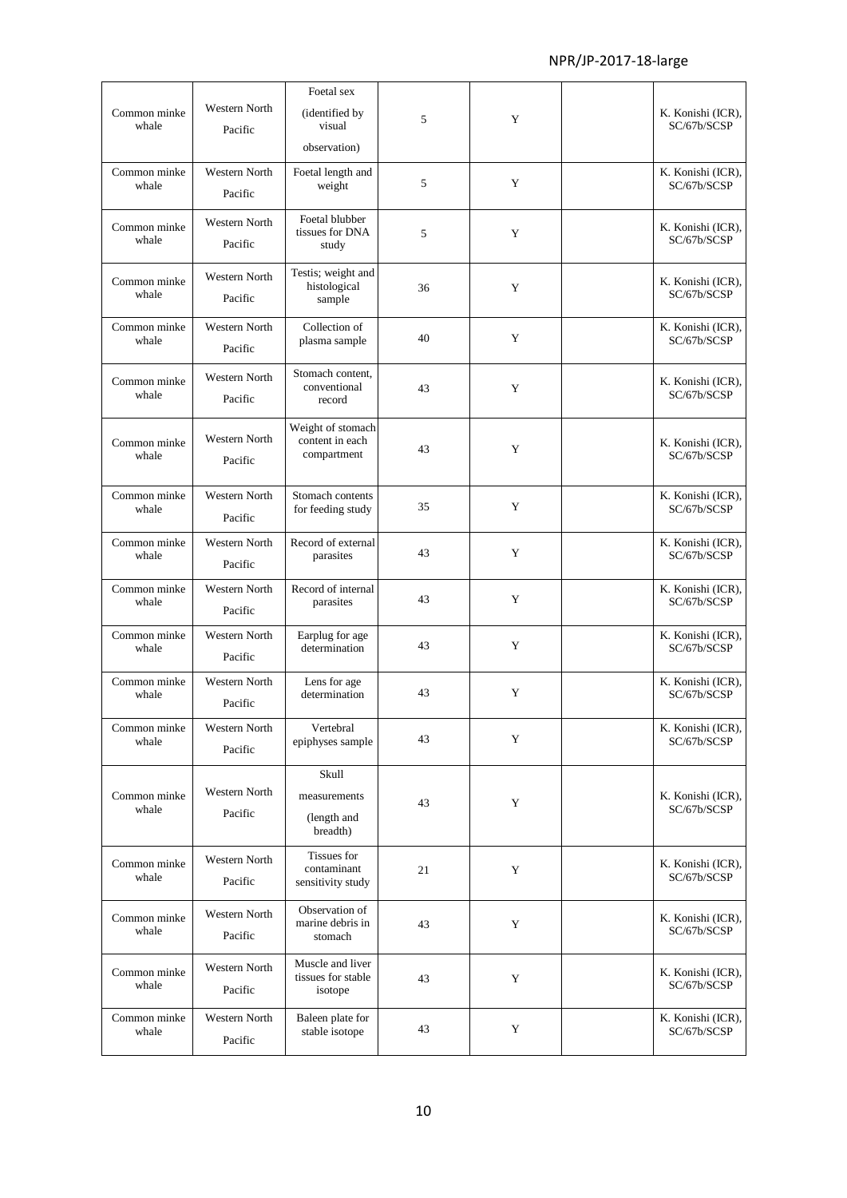| | | | | | | |
|---|---|---|---|---|---|---|
| Common minke whale | Western North Pacific | Foetal sex (identified by visual observation) | 5 | Y | | K. Konishi (ICR), SC/67b/SCSP |
| Common minke whale | Western North Pacific | Foetal length and weight | 5 | Y | | K. Konishi (ICR), SC/67b/SCSP |
| Common minke whale | Western North Pacific | Foetal blubber tissues for DNA study | 5 | Y | | K. Konishi (ICR), SC/67b/SCSP |
| Common minke whale | Western North Pacific | Testis; weight and histological sample | 36 | Y | | K. Konishi (ICR), SC/67b/SCSP |
| Common minke whale | Western North Pacific | Collection of plasma sample | 40 | Y | | K. Konishi (ICR), SC/67b/SCSP |
| Common minke whale | Western North Pacific | Stomach content, conventional record | 43 | Y | | K. Konishi (ICR), SC/67b/SCSP |
| Common minke whale | Western North Pacific | Weight of stomach content in each compartment | 43 | Y | | K. Konishi (ICR), SC/67b/SCSP |
| Common minke whale | Western North Pacific | Stomach contents for feeding study | 35 | Y | | K. Konishi (ICR), SC/67b/SCSP |
| Common minke whale | Western North Pacific | Record of external parasites | 43 | Y | | K. Konishi (ICR), SC/67b/SCSP |
| Common minke whale | Western North Pacific | Record of internal parasites | 43 | Y | | K. Konishi (ICR), SC/67b/SCSP |
| Common minke whale | Western North Pacific | Earplug for age determination | 43 | Y | | K. Konishi (ICR), SC/67b/SCSP |
| Common minke whale | Western North Pacific | Lens for age determination | 43 | Y | | K. Konishi (ICR), SC/67b/SCSP |
| Common minke whale | Western North Pacific | Vertebral epiphyses sample | 43 | Y | | K. Konishi (ICR), SC/67b/SCSP |
| Common minke whale | Western North Pacific | Skull measurements (length and breadth) | 43 | Y | | K. Konishi (ICR), SC/67b/SCSP |
| Common minke whale | Western North Pacific | Tissues for contaminant sensitivity study | 21 | Y | | K. Konishi (ICR), SC/67b/SCSP |
| Common minke whale | Western North Pacific | Observation of marine debris in stomach | 43 | Y | | K. Konishi (ICR), SC/67b/SCSP |
| Common minke whale | Western North Pacific | Muscle and liver tissues for stable isotope | 43 | Y | | K. Konishi (ICR), SC/67b/SCSP |
| Common minke whale | Western North Pacific | Baleen plate for stable isotope | 43 | Y | | K. Konishi (ICR), SC/67b/SCSP |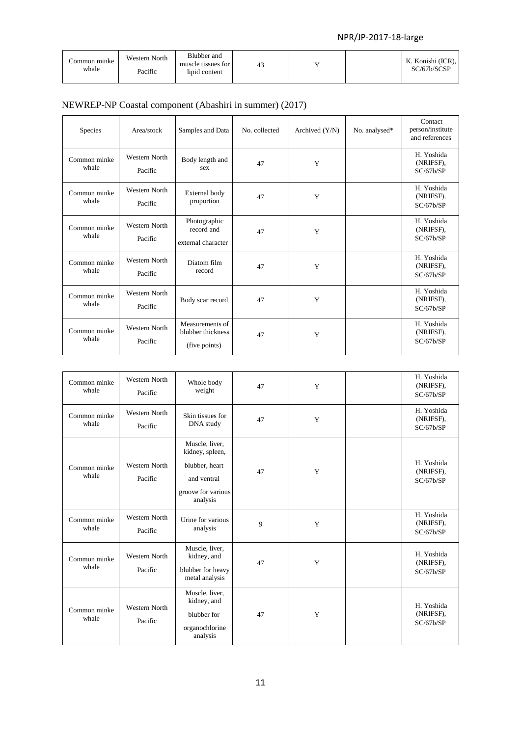| Common minke whale | Western North Pacific | Blubber and muscle tissues for lipid content | 43 | Y | | K. Konishi (ICR), SC/67b/SCSP |
|---|---|---|---|---|---|---|

NEWREP-NP Coastal component (Abashiri in summer) (2017)

| Species | Area/stock | Samples and Data | No. collected | Archived (Y/N) | No. analysed* | Contact person/institute and references |
|---|---|---|---|---|---|---|
| Common minke whale | Western North Pacific | Body length and sex | 47 | Y | | H. Yoshida (NRIFSF), SC/67b/SP |
| Common minke whale | Western North Pacific | External body proportion | 47 | Y | | H. Yoshida (NRIFSF), SC/67b/SP |
| Common minke whale | Western North Pacific | Photographic record and external character | 47 | Y | | H. Yoshida (NRIFSF), SC/67b/SP |
| Common minke whale | Western North Pacific | Diatom film record | 47 | Y | | H. Yoshida (NRIFSF), SC/67b/SP |
| Common minke whale | Western North Pacific | Body scar record | 47 | Y | | H. Yoshida (NRIFSF), SC/67b/SP |
| Common minke whale | Western North Pacific | Measurements of blubber thickness (five points) | 47 | Y | | H. Yoshida (NRIFSF), SC/67b/SP |
| Common minke whale | Western North Pacific | Whole body weight | 47 | Y | | H. Yoshida (NRIFSF), SC/67b/SP |
| Common minke whale | Western North Pacific | Skin tissues for DNA study | 47 | Y | | H. Yoshida (NRIFSF), SC/67b/SP |
| Common minke whale | Western North Pacific | Muscle, liver, kidney, spleen, blubber, heart and ventral groove for various analysis | 47 | Y | | H. Yoshida (NRIFSF), SC/67b/SP |
| Common minke whale | Western North Pacific | Urine for various analysis | 9 | Y | | H. Yoshida (NRIFSF), SC/67b/SP |
| Common minke whale | Western North Pacific | Muscle, liver, kidney, and blubber for heavy metal analysis | 47 | Y | | H. Yoshida (NRIFSF), SC/67b/SP |
| Common minke whale | Western North Pacific | Muscle, liver, kidney, and blubber for organochlorine analysis | 47 | Y | | H. Yoshida (NRIFSF), SC/67b/SP |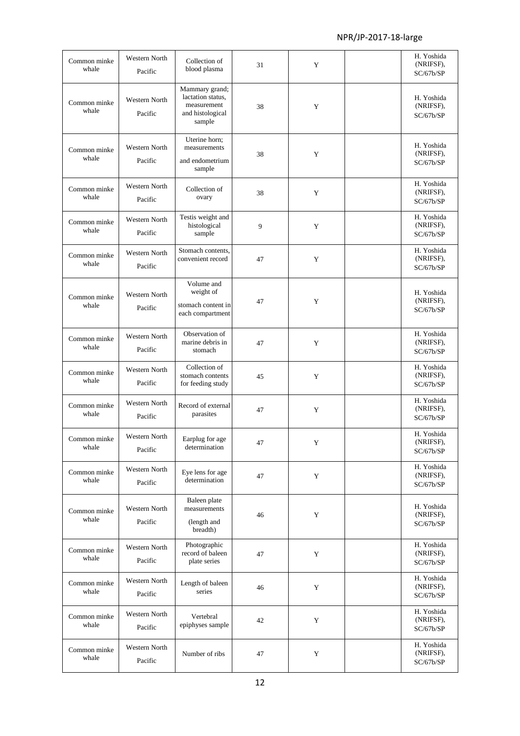| Common minke whale | Western North Pacific | Collection of blood plasma | 31 | Y | | H. Yoshida (NRIFSF), SC/67b/SP |
|---|---|---|---|---|---|---|
| Common minke whale | Western North Pacific | Mammary grand; lactation status, measurement and histological sample | 38 | Y | | H. Yoshida (NRIFSF), SC/67b/SP |
| Common minke whale | Western North Pacific | Uterine horn; measurements and endometrium sample | 38 | Y | | H. Yoshida (NRIFSF), SC/67b/SP |
| Common minke whale | Western North Pacific | Collection of ovary | 38 | Y | | H. Yoshida (NRIFSF), SC/67b/SP |
| Common minke whale | Western North Pacific | Testis weight and histological sample | 9 | Y | | H. Yoshida (NRIFSF), SC/67b/SP |
| Common minke whale | Western North Pacific | Stomach contents, convenient record | 47 | Y | | H. Yoshida (NRIFSF), SC/67b/SP |
| Common minke whale | Western North Pacific | Volume and weight of stomach content in each compartment | 47 | Y | | H. Yoshida (NRIFSF), SC/67b/SP |
| Common minke whale | Western North Pacific | Observation of marine debris in stomach | 47 | Y | | H. Yoshida (NRIFSF), SC/67b/SP |
| Common minke whale | Western North Pacific | Collection of stomach contents for feeding study | 45 | Y | | H. Yoshida (NRIFSF), SC/67b/SP |
| Common minke whale | Western North Pacific | Record of external parasites | 47 | Y | | H. Yoshida (NRIFSF), SC/67b/SP |
| Common minke whale | Western North Pacific | Earplug for age determination | 47 | Y | | H. Yoshida (NRIFSF), SC/67b/SP |
| Common minke whale | Western North Pacific | Eye lens for age determination | 47 | Y | | H. Yoshida (NRIFSF), SC/67b/SP |
| Common minke whale | Western North Pacific | Baleen plate measurements (length and breadth) | 46 | Y | | H. Yoshida (NRIFSF), SC/67b/SP |
| Common minke whale | Western North Pacific | Photographic record of baleen plate series | 47 | Y | | H. Yoshida (NRIFSF), SC/67b/SP |
| Common minke whale | Western North Pacific | Length of baleen series | 46 | Y | | H. Yoshida (NRIFSF), SC/67b/SP |
| Common minke whale | Western North Pacific | Vertebral epiphyses sample | 42 | Y | | H. Yoshida (NRIFSF), SC/67b/SP |
| Common minke whale | Western North Pacific | Number of ribs | 47 | Y | | H. Yoshida (NRIFSF), SC/67b/SP |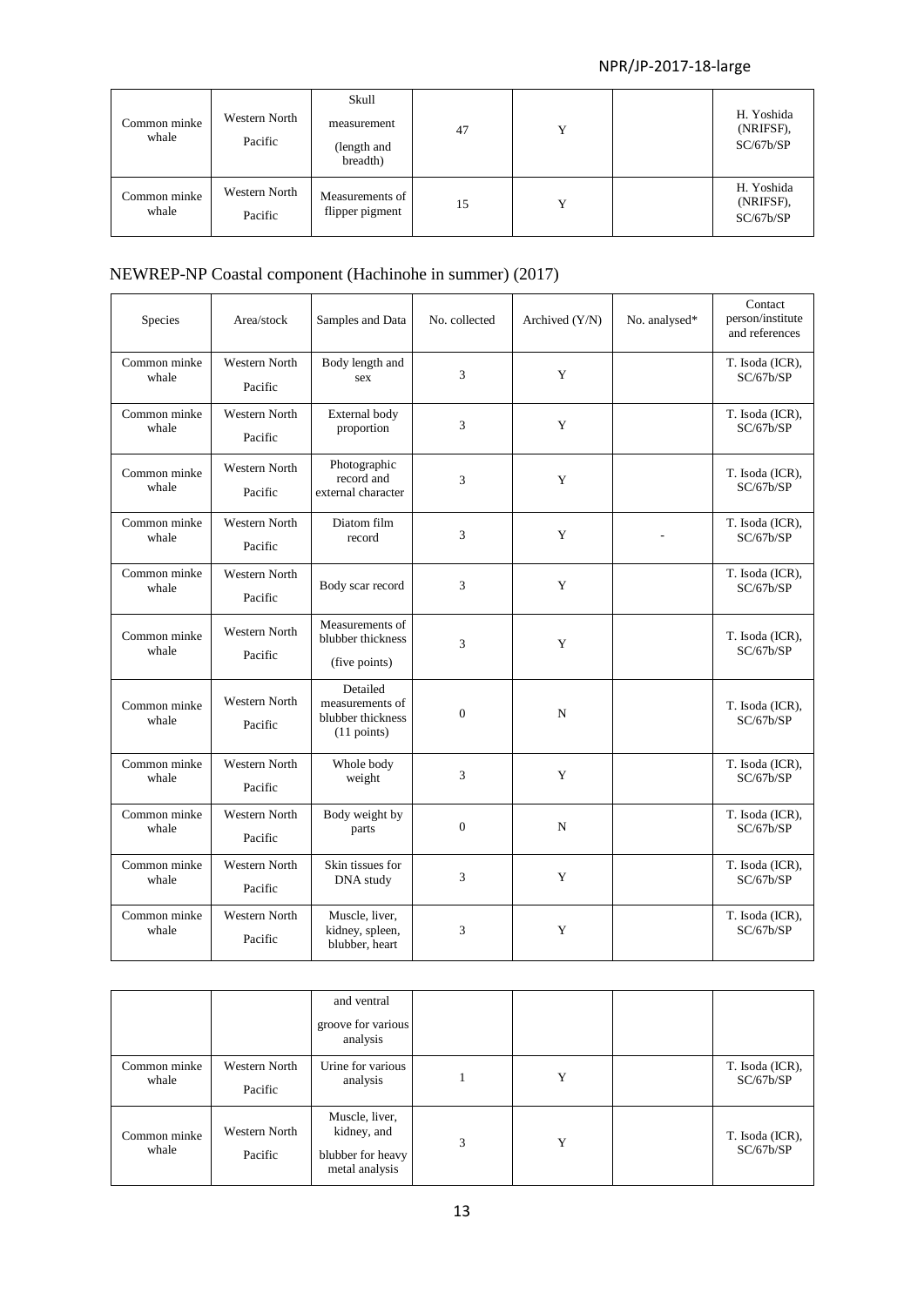| Common minke whale | Western North Pacific | Skull measurement (length and breadth) | 47 | Y | | H. Yoshida (NRIFSF), SC/67b/SP |
|---|---|---|---|---|---|---|
| Common minke whale | Western North Pacific | Measurements of flipper pigment | 15 | Y | | H. Yoshida (NRIFSF), SC/67b/SP |

NEWREP-NP Coastal component (Hachinohe in summer) (2017)

| Species | Area/stock | Samples and Data | No. collected | Archived (Y/N) | No. analysed* | Contact person/institute and references |
|---|---|---|---|---|---|---|
| Common minke whale | Western North Pacific | Body length and sex | 3 | Y | | T. Isoda (ICR), SC/67b/SP |
| Common minke whale | Western North Pacific | External body proportion | 3 | Y | | T. Isoda (ICR), SC/67b/SP |
| Common minke whale | Western North Pacific | Photographic record and external character | 3 | Y | | T. Isoda (ICR), SC/67b/SP |
| Common minke whale | Western North Pacific | Diatom film record | 3 | Y | - | T. Isoda (ICR), SC/67b/SP |
| Common minke whale | Western North Pacific | Body scar record | 3 | Y | | T. Isoda (ICR), SC/67b/SP |
| Common minke whale | Western North Pacific | Measurements of blubber thickness (five points) | 3 | Y | | T. Isoda (ICR), SC/67b/SP |
| Common minke whale | Western North Pacific | Detailed measurements of blubber thickness (11 points) | 0 | N | | T. Isoda (ICR), SC/67b/SP |
| Common minke whale | Western North Pacific | Whole body weight | 3 | Y | | T. Isoda (ICR), SC/67b/SP |
| Common minke whale | Western North Pacific | Body weight by parts | 0 | N | | T. Isoda (ICR), SC/67b/SP |
| Common minke whale | Western North Pacific | Skin tissues for DNA study | 3 | Y | | T. Isoda (ICR), SC/67b/SP |
| Common minke whale | Western North Pacific | Muscle, liver, kidney, spleen, blubber, heart and ventral groove for various analysis | 3 | Y | | T. Isoda (ICR), SC/67b/SP |
| Common minke whale | Western North Pacific | Urine for various analysis | 1 | Y | | T. Isoda (ICR), SC/67b/SP |
| Common minke whale | Western North Pacific | Muscle, liver, kidney, and blubber for heavy metal analysis | 3 | Y | | T. Isoda (ICR), SC/67b/SP |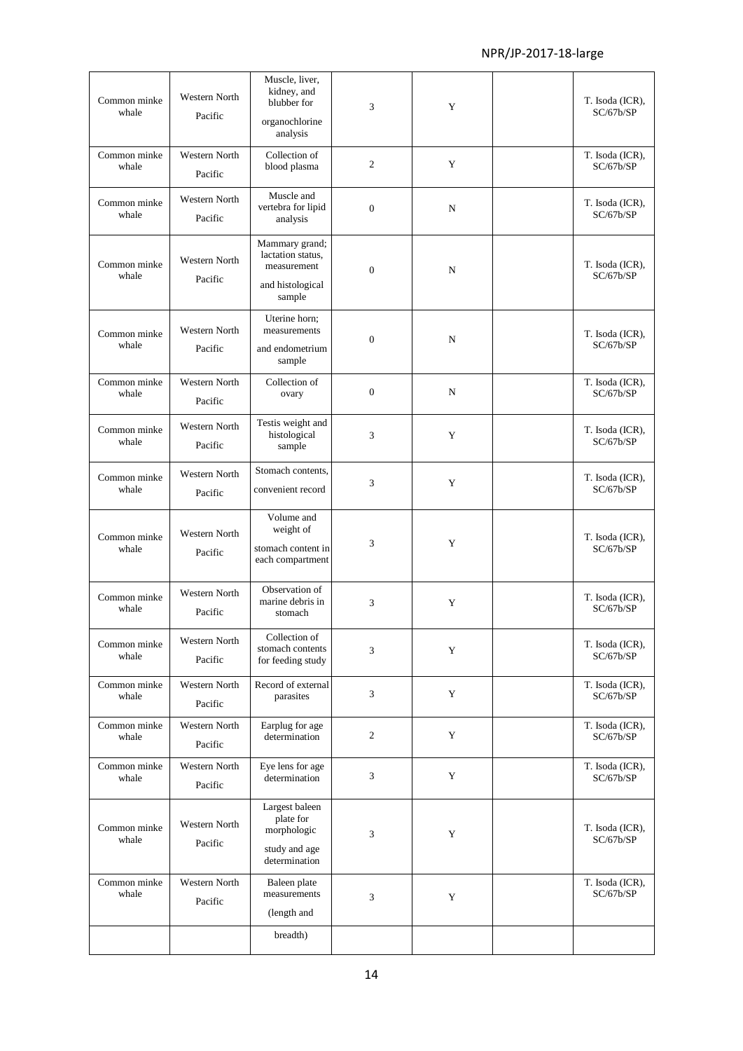| | | | | | | |
|---|---|---|---|---|---|---|
| Common minke whale | Western North Pacific | Muscle, liver, kidney, and blubber for organochlorine analysis | 3 | Y | | T. Isoda (ICR), SC/67b/SP |
| Common minke whale | Western North Pacific | Collection of blood plasma | 2 | Y | | T. Isoda (ICR), SC/67b/SP |
| Common minke whale | Western North Pacific | Muscle and vertebra for lipid analysis | 0 | N | | T. Isoda (ICR), SC/67b/SP |
| Common minke whale | Western North Pacific | Mammary grand; lactation status, measurement and histological sample | 0 | N | | T. Isoda (ICR), SC/67b/SP |
| Common minke whale | Western North Pacific | Uterine horn; measurements and endometrium sample | 0 | N | | T. Isoda (ICR), SC/67b/SP |
| Common minke whale | Western North Pacific | Collection of ovary | 0 | N | | T. Isoda (ICR), SC/67b/SP |
| Common minke whale | Western North Pacific | Testis weight and histological sample | 3 | Y | | T. Isoda (ICR), SC/67b/SP |
| Common minke whale | Western North Pacific | Stomach contents, convenient record | 3 | Y | | T. Isoda (ICR), SC/67b/SP |
| Common minke whale | Western North Pacific | Volume and weight of stomach content in each compartment | 3 | Y | | T. Isoda (ICR), SC/67b/SP |
| Common minke whale | Western North Pacific | Observation of marine debris in stomach | 3 | Y | | T. Isoda (ICR), SC/67b/SP |
| Common minke whale | Western North Pacific | Collection of stomach contents for feeding study | 3 | Y | | T. Isoda (ICR), SC/67b/SP |
| Common minke whale | Western North Pacific | Record of external parasites | 3 | Y | | T. Isoda (ICR), SC/67b/SP |
| Common minke whale | Western North Pacific | Earplug for age determination | 2 | Y | | T. Isoda (ICR), SC/67b/SP |
| Common minke whale | Western North Pacific | Eye lens for age determination | 3 | Y | | T. Isoda (ICR), SC/67b/SP |
| Common minke whale | Western North Pacific | Largest baleen plate for morphologic study and age determination | 3 | Y | | T. Isoda (ICR), SC/67b/SP |
| Common minke whale | Western North Pacific | Baleen plate measurements (length and breadth) | 3 | Y | | T. Isoda (ICR), SC/67b/SP |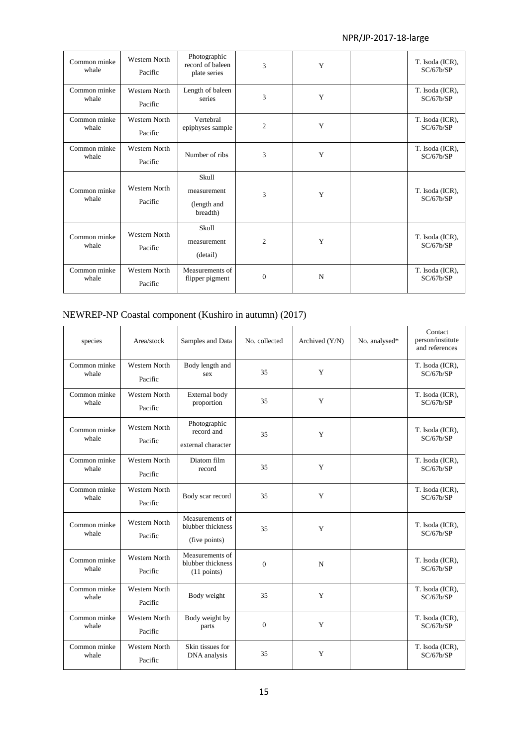| Common minke whale | Western North Pacific | Photographic record of baleen plate series | 3 | Y | | T. Isoda (ICR), SC/67b/SP |
|---|---|---|---|---|---|---|
| Common minke whale | Western North Pacific | Length of baleen series | 3 | Y | | T. Isoda (ICR), SC/67b/SP |
| Common minke whale | Western North Pacific | Vertebral epiphyses sample | 2 | Y | | T. Isoda (ICR), SC/67b/SP |
| Common minke whale | Western North Pacific | Number of ribs | 3 | Y | | T. Isoda (ICR), SC/67b/SP |
| Common minke whale | Western North Pacific | Skull measurement (length and breadth) | 3 | Y | | T. Isoda (ICR), SC/67b/SP |
| Common minke whale | Western North Pacific | Skull measurement (detail) | 2 | Y | | T. Isoda (ICR), SC/67b/SP |
| Common minke whale | Western North Pacific | Measurements of flipper pigment | 0 | N | | T. Isoda (ICR), SC/67b/SP |

NEWREP-NP Coastal component (Kushiro in autumn) (2017)

| species | Area/stock | Samples and Data | No. collected | Archived (Y/N) | No. analysed* | Contact person/institute and references |
|---|---|---|---|---|---|---|
| Common minke whale | Western North Pacific | Body length and sex | 35 | Y | | T. Isoda (ICR), SC/67b/SP |
| Common minke whale | Western North Pacific | External body proportion | 35 | Y | | T. Isoda (ICR), SC/67b/SP |
| Common minke whale | Western North Pacific | Photographic record and external character | 35 | Y | | T. Isoda (ICR), SC/67b/SP |
| Common minke whale | Western North Pacific | Diatom film record | 35 | Y | | T. Isoda (ICR), SC/67b/SP |
| Common minke whale | Western North Pacific | Body scar record | 35 | Y | | T. Isoda (ICR), SC/67b/SP |
| Common minke whale | Western North Pacific | Measurements of blubber thickness (five points) | 35 | Y | | T. Isoda (ICR), SC/67b/SP |
| Common minke whale | Western North Pacific | Measurements of blubber thickness (11 points) | 0 | N | | T. Isoda (ICR), SC/67b/SP |
| Common minke whale | Western North Pacific | Body weight | 35 | Y | | T. Isoda (ICR), SC/67b/SP |
| Common minke whale | Western North Pacific | Body weight by parts | 0 | Y | | T. Isoda (ICR), SC/67b/SP |
| Common minke whale | Western North Pacific | Skin tissues for DNA analysis | 35 | Y | | T. Isoda (ICR), SC/67b/SP |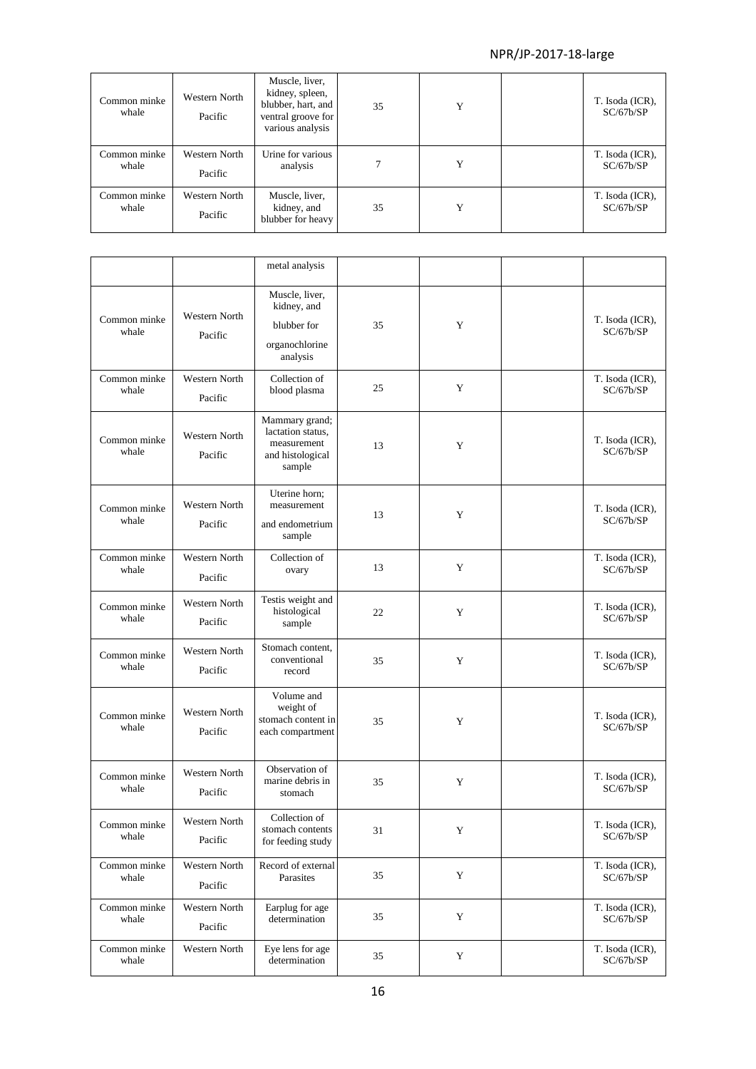| | | | | | | |
|---|---|---|---|---|---|---|
| Common minke whale | Western North Pacific | Muscle, liver, kidney, spleen, blubber, hart, and ventral groove for various analysis | 35 | Y | | T. Isoda (ICR), SC/67b/SP |
| Common minke whale | Western North Pacific | Urine for various analysis | 7 | Y | | T. Isoda (ICR), SC/67b/SP |
| Common minke whale | Western North Pacific | Muscle, liver, kidney, and blubber for heavy metal analysis | 35 | Y | | T. Isoda (ICR), SC/67b/SP |
| Common minke whale | Western North Pacific | Muscle, liver, kidney, and blubber for organochlorine analysis | 35 | Y | | T. Isoda (ICR), SC/67b/SP |
| Common minke whale | Western North Pacific | Collection of blood plasma | 25 | Y | | T. Isoda (ICR), SC/67b/SP |
| Common minke whale | Western North Pacific | Mammary grand; lactation status, measurement and histological sample | 13 | Y | | T. Isoda (ICR), SC/67b/SP |
| Common minke whale | Western North Pacific | Uterine horn; measurement and endometrium sample | 13 | Y | | T. Isoda (ICR), SC/67b/SP |
| Common minke whale | Western North Pacific | Collection of ovary | 13 | Y | | T. Isoda (ICR), SC/67b/SP |
| Common minke whale | Western North Pacific | Testis weight and histological sample | 22 | Y | | T. Isoda (ICR), SC/67b/SP |
| Common minke whale | Western North Pacific | Stomach content, conventional record | 35 | Y | | T. Isoda (ICR), SC/67b/SP |
| Common minke whale | Western North Pacific | Volume and weight of stomach content in each compartment | 35 | Y | | T. Isoda (ICR), SC/67b/SP |
| Common minke whale | Western North Pacific | Observation of marine debris in stomach | 35 | Y | | T. Isoda (ICR), SC/67b/SP |
| Common minke whale | Western North Pacific | Collection of stomach contents for feeding study | 31 | Y | | T. Isoda (ICR), SC/67b/SP |
| Common minke whale | Western North Pacific | Record of external Parasites | 35 | Y | | T. Isoda (ICR), SC/67b/SP |
| Common minke whale | Western North Pacific | Earplug for age determination | 35 | Y | | T. Isoda (ICR), SC/67b/SP |
| Common minke whale | Western North | Eye lens for age determination | 35 | Y | | T. Isoda (ICR), SC/67b/SP |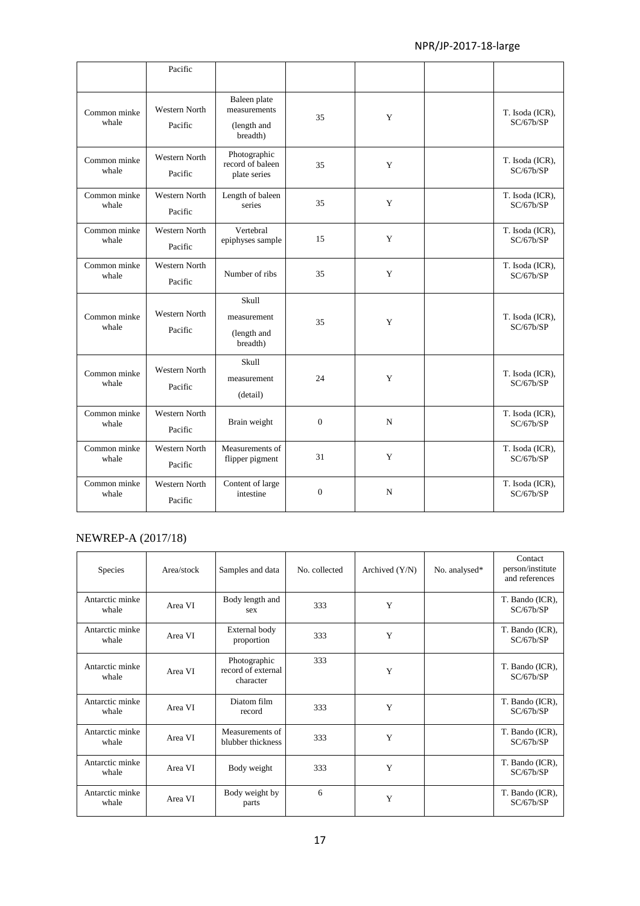| | Pacific | | | | | |
|---|---|---|---|---|---|---|
| Common minke whale | Western North Pacific | Baleen plate measurements (length and breadth) | 35 | Y | | T. Isoda (ICR), SC/67b/SP |
| Common minke whale | Western North Pacific | Photographic record of baleen plate series | 35 | Y | | T. Isoda (ICR), SC/67b/SP |
| Common minke whale | Western North Pacific | Length of baleen series | 35 | Y | | T. Isoda (ICR), SC/67b/SP |
| Common minke whale | Western North Pacific | Vertebral epiphyses sample | 15 | Y | | T. Isoda (ICR), SC/67b/SP |
| Common minke whale | Western North Pacific | Number of ribs | 35 | Y | | T. Isoda (ICR), SC/67b/SP |
| Common minke whale | Western North Pacific | Skull measurement (length and breadth) | 35 | Y | | T. Isoda (ICR), SC/67b/SP |
| Common minke whale | Western North Pacific | Skull measurement (detail) | 24 | Y | | T. Isoda (ICR), SC/67b/SP |
| Common minke whale | Western North Pacific | Brain weight | 0 | N | | T. Isoda (ICR), SC/67b/SP |
| Common minke whale | Western North Pacific | Measurements of flipper pigment | 31 | Y | | T. Isoda (ICR), SC/67b/SP |
| Common minke whale | Western North Pacific | Content of large intestine | 0 | N | | T. Isoda (ICR), SC/67b/SP |

NEWREP-A (2017/18)

| Species | Area/stock | Samples and data | No. collected | Archived (Y/N) | No. analysed* | Contact person/institute and references |
|---|---|---|---|---|---|---|
| Antarctic minke whale | Area VI | Body length and sex | 333 | Y | | T. Bando (ICR), SC/67b/SP |
| Antarctic minke whale | Area VI | External body proportion | 333 | Y | | T. Bando (ICR), SC/67b/SP |
| Antarctic minke whale | Area VI | Photographic record of external character | 333 | Y | | T. Bando (ICR), SC/67b/SP |
| Antarctic minke whale | Area VI | Diatom film record | 333 | Y | | T. Bando (ICR), SC/67b/SP |
| Antarctic minke whale | Area VI | Measurements of blubber thickness | 333 | Y | | T. Bando (ICR), SC/67b/SP |
| Antarctic minke whale | Area VI | Body weight | 333 | Y | | T. Bando (ICR), SC/67b/SP |
| Antarctic minke whale | Area VI | Body weight by parts | 6 | Y | | T. Bando (ICR), SC/67b/SP |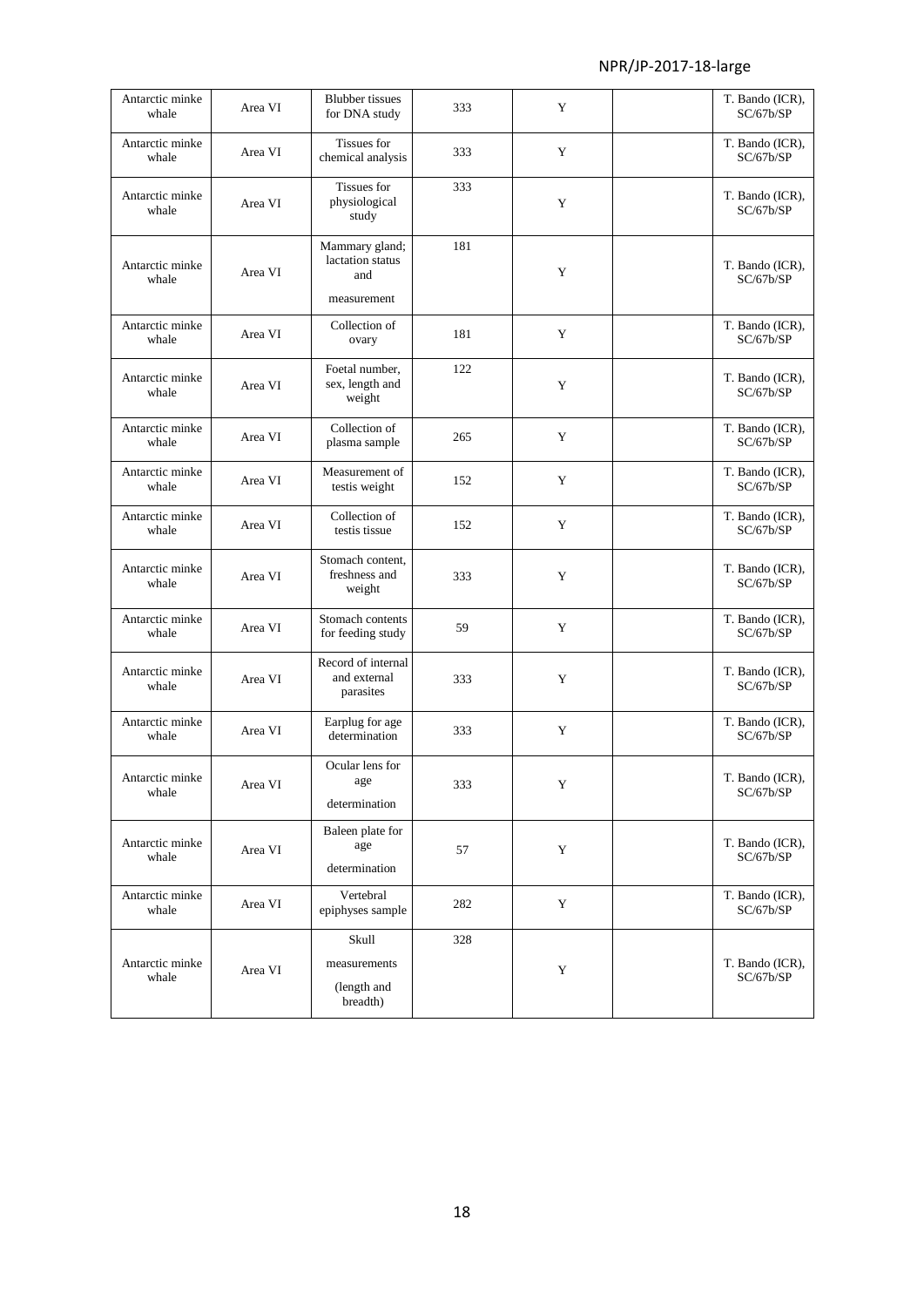| | | | | | | |
|---|---|---|---|---|---|---|
| Antarctic minke whale | Area VI | Blubber tissues for DNA study | 333 | Y | | T. Bando (ICR), SC/67b/SP |
| Antarctic minke whale | Area VI | Tissues for chemical analysis | 333 | Y | | T. Bando (ICR), SC/67b/SP |
| Antarctic minke whale | Area VI | Tissues for physiological study | 333 | Y | | T. Bando (ICR), SC/67b/SP |
| Antarctic minke whale | Area VI | Mammary gland; lactation status and measurement | 181 | Y | | T. Bando (ICR), SC/67b/SP |
| Antarctic minke whale | Area VI | Collection of ovary | 181 | Y | | T. Bando (ICR), SC/67b/SP |
| Antarctic minke whale | Area VI | Foetal number, sex, length and weight | 122 | Y | | T. Bando (ICR), SC/67b/SP |
| Antarctic minke whale | Area VI | Collection of plasma sample | 265 | Y | | T. Bando (ICR), SC/67b/SP |
| Antarctic minke whale | Area VI | Measurement of testis weight | 152 | Y | | T. Bando (ICR), SC/67b/SP |
| Antarctic minke whale | Area VI | Collection of testis tissue | 152 | Y | | T. Bando (ICR), SC/67b/SP |
| Antarctic minke whale | Area VI | Stomach content, freshness and weight | 333 | Y | | T. Bando (ICR), SC/67b/SP |
| Antarctic minke whale | Area VI | Stomach contents for feeding study | 59 | Y | | T. Bando (ICR), SC/67b/SP |
| Antarctic minke whale | Area VI | Record of internal and external parasites | 333 | Y | | T. Bando (ICR), SC/67b/SP |
| Antarctic minke whale | Area VI | Earplug for age determination | 333 | Y | | T. Bando (ICR), SC/67b/SP |
| Antarctic minke whale | Area VI | Ocular lens for age determination | 333 | Y | | T. Bando (ICR), SC/67b/SP |
| Antarctic minke whale | Area VI | Baleen plate for age determination | 57 | Y | | T. Bando (ICR), SC/67b/SP |
| Antarctic minke whale | Area VI | Vertebral epiphyses sample | 282 | Y | | T. Bando (ICR), SC/67b/SP |
| Antarctic minke whale | Area VI | Skull measurements (length and breadth) | 328 | Y | | T. Bando (ICR), SC/67b/SP |